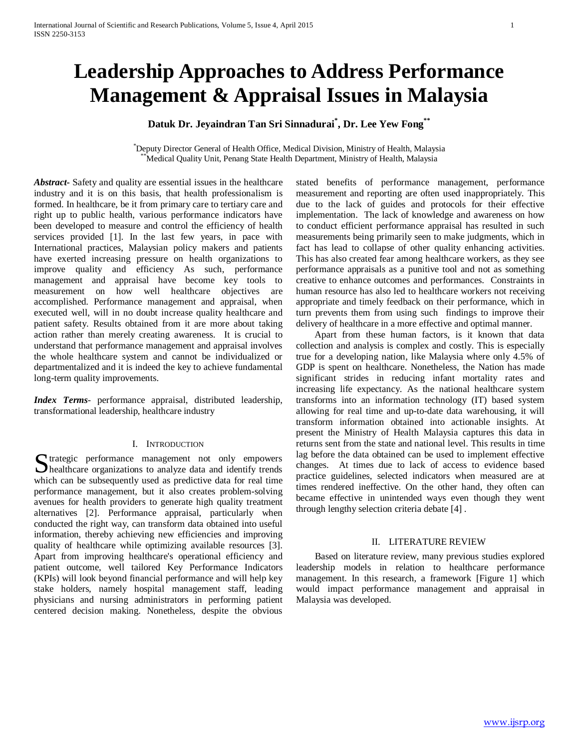# Leadership Approaches to Address Performance Management & Appraisal Issues in Malaysia

**Datuk Dr. Jeyaindran Tan Sri Sinnadurai[*], Dr. Lee Yew Fong[**]**

[*]Deputy Director General of Health Office, Medical Division, Ministry of Health, Malaysia
[**]Medical Quality Unit, Penang State Health Department, Ministry of Health, Malaysia

***Abstract-*** Safety and quality are essential issues in the healthcare industry and it is on this basis, that health professionalism is formed. In healthcare, be it from primary care to tertiary care and right up to public health, various performance indicators have been developed to measure and control the efficiency of health services provided [1]. In the last few years, in pace with International practices, Malaysian policy makers and patients have exerted increasing pressure on health organizations to improve quality and efficiency As such, performance management and appraisal have become key tools to measurement on how well healthcare objectives are accomplished. Performance management and appraisal, when executed well, will in no doubt increase quality healthcare and patient safety. Results obtained from it are more about taking action rather than merely creating awareness. It is crucial to understand that performance management and appraisal involves the whole healthcare system and cannot be individualized or departmentalized and it is indeed the key to achieve fundamental long-term quality improvements.

***Index Terms*-** performance appraisal, distributed leadership, transformational leadership, healthcare industry

## I. Introduction

Strategic performance management not only empowers healthcare organizations to analyze data and identify trends which can be subsequently used as predictive data for real time performance management, but it also creates problem-solving avenues for health providers to generate high quality treatment alternatives [2]. Performance appraisal, particularly when conducted the right way, can transform data obtained into useful information, thereby achieving new efficiencies and improving quality of healthcare while optimizing available resources [3]. Apart from improving healthcare's operational efficiency and patient outcome, well tailored Key Performance Indicators (KPIs) will look beyond financial performance and will help key stake holders, namely hospital management staff, leading physicians and nursing administrators in performing patient centered decision making. Nonetheless, despite the obvious stated benefits of performance management, performance measurement and reporting are often used inappropriately. This due to the lack of guides and protocols for their effective implementation. The lack of knowledge and awareness on how to conduct efficient performance appraisal has resulted in such measurements being primarily seen to make judgments, which in fact has lead to collapse of other quality enhancing activities. This has also created fear among healthcare workers, as they see performance appraisals as a punitive tool and not as something creative to enhance outcomes and performances. Constraints in human resource has also led to healthcare workers not receiving appropriate and timely feedback on their performance, which in turn prevents them from using such findings to improve their delivery of healthcare in a more effective and optimal manner.

Apart from these human factors, is it known that data collection and analysis is complex and costly. This is especially true for a developing nation, like Malaysia where only 4.5% of GDP is spent on healthcare. Nonetheless, the Nation has made significant strides in reducing infant mortality rates and increasing life expectancy. As the national healthcare system transforms into an information technology (IT) based system allowing for real time and up-to-date data warehousing, it will transform information obtained into actionable insights. At present the Ministry of Health Malaysia captures this data in returns sent from the state and national level. This results in time lag before the data obtained can be used to implement effective changes. At times due to lack of access to evidence based practice guidelines, selected indicators when measured are at times rendered ineffective. On the other hand, they often can became effective in unintended ways even though they went through lengthy selection criteria debate [4] .

## II. Literature Review

Based on literature review, many previous studies explored leadership models in relation to healthcare performance management. In this research, a framework [Figure 1] which would impact performance management and appraisal in Malaysia was developed.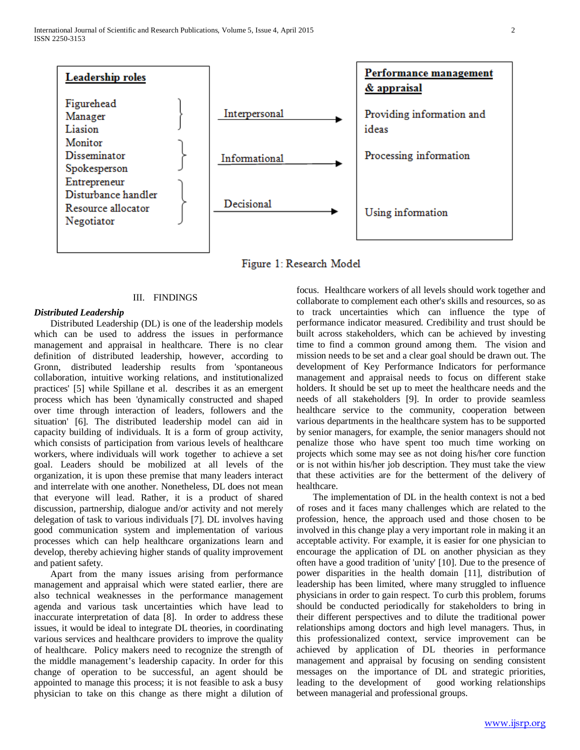Leadership roles | | Performance management & appraisal
--- | --- | ---
Figurehead, Manager, Liasion | Interpersonal → | Providing information and ideas
Monitor, Disseminator, Spokesperson | Informational → | Processing information
Entrepreneur, Disturbance handler, Resource allocator, Negotiator | Decisional → | Using information

Figure 1: Research Model

## III. FINDINGS

***Distributed Leadership***

Distributed Leadership (DL) is one of the leadership models which can be used to address the issues in performance management and appraisal in healthcare. There is no clear definition of distributed leadership, however, according to Gronn, distributed leadership results from 'spontaneous collaboration, intuitive working relations, and institutionalized practices' [5] while Spillane et al. describes it as an emergent process which has been 'dynamically constructed and shaped over time through interaction of leaders, followers and the situation' [6]. The distributed leadership model can aid in capacity building of individuals. It is a form of group activity, which consists of participation from various levels of healthcare workers, where individuals will work together to achieve a set goal. Leaders should be mobilized at all levels of the organization, it is upon these premise that many leaders interact and interrelate with one another. Nonetheless, DL does not mean that everyone will lead. Rather, it is a product of shared discussion, partnership, dialogue and/or activity and not merely delegation of task to various individuals [7]. DL involves having good communication system and implementation of various processes which can help healthcare organizations learn and develop, thereby achieving higher stands of quality improvement and patient safety.

Apart from the many issues arising from performance management and appraisal which were stated earlier, there are also technical weaknesses in the performance management agenda and various task uncertainties which have lead to inaccurate interpretation of data [8]. In order to address these issues, it would be ideal to integrate DL theories, in coordinating various services and healthcare providers to improve the quality of healthcare. Policy makers need to recognize the strength of the middle management's leadership capacity. In order for this change of operation to be successful, an agent should be appointed to manage this process; it is not feasible to ask a busy physician to take on this change as there might a dilution of focus. Healthcare workers of all levels should work together and collaborate to complement each other's skills and resources, so as to track uncertainties which can influence the type of performance indicator measured. Credibility and trust should be built across stakeholders, which can be achieved by investing time to find a common ground among them. The vision and mission needs to be set and a clear goal should be drawn out. The development of Key Performance Indicators for performance management and appraisal needs to focus on different stake holders. It should be set up to meet the healthcare needs and the needs of all stakeholders [9]. In order to provide seamless healthcare service to the community, cooperation between various departments in the healthcare system has to be supported by senior managers, for example, the senior managers should not penalize those who have spent too much time working on projects which some may see as not doing his/her core function or is not within his/her job description. They must take the view that these activities are for the betterment of the delivery of healthcare.

The implementation of DL in the health context is not a bed of roses and it faces many challenges which are related to the profession, hence, the approach used and those chosen to be involved in this change play a very important role in making it an acceptable activity. For example, it is easier for one physician to encourage the application of DL on another physician as they often have a good tradition of 'unity' [10]. Due to the presence of power disparities in the health domain [11], distribution of leadership has been limited, where many struggled to influence physicians in order to gain respect. To curb this problem, forums should be conducted periodically for stakeholders to bring in their different perspectives and to dilute the traditional power relationships among doctors and high level managers. Thus, in this professionalized context, service improvement can be achieved by application of DL theories in performance management and appraisal by focusing on sending consistent messages on the importance of DL and strategic priorities, leading to the development of good working relationships between managerial and professional groups.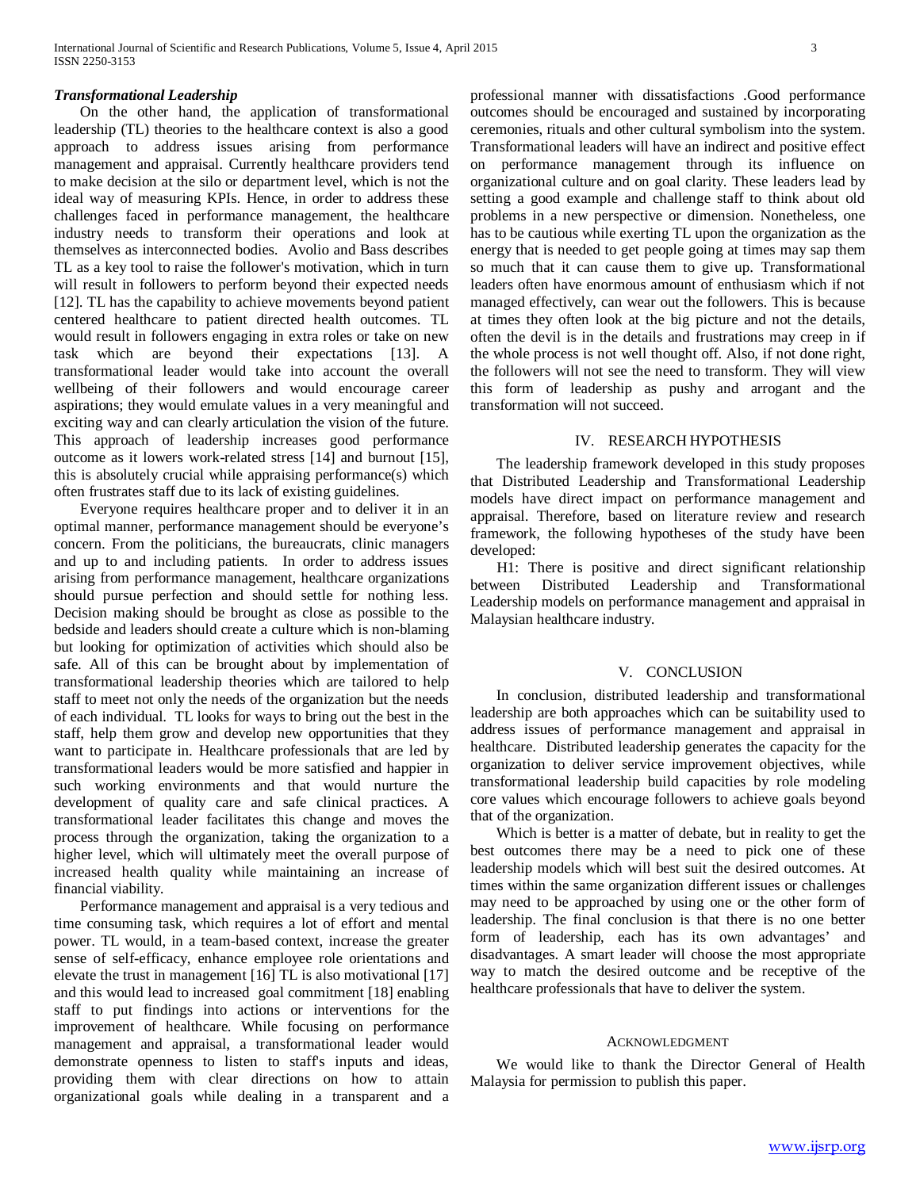### *Transformational Leadership*

On the other hand, the application of transformational leadership (TL) theories to the healthcare context is also a good approach to address issues arising from performance management and appraisal. Currently healthcare providers tend to make decision at the silo or department level, which is not the ideal way of measuring KPIs. Hence, in order to address these challenges faced in performance management, the healthcare industry needs to transform their operations and look at themselves as interconnected bodies. Avolio and Bass describes TL as a key tool to raise the follower's motivation, which in turn will result in followers to perform beyond their expected needs [12]. TL has the capability to achieve movements beyond patient centered healthcare to patient directed health outcomes. TL would result in followers engaging in extra roles or take on new task which are beyond their expectations [13]. A transformational leader would take into account the overall wellbeing of their followers and would encourage career aspirations; they would emulate values in a very meaningful and exciting way and can clearly articulation the vision of the future. This approach of leadership increases good performance outcome as it lowers work-related stress [14] and burnout [15], this is absolutely crucial while appraising performance(s) which often frustrates staff due to its lack of existing guidelines.

Everyone requires healthcare proper and to deliver it in an optimal manner, performance management should be everyone's concern. From the politicians, the bureaucrats, clinic managers and up to and including patients. In order to address issues arising from performance management, healthcare organizations should pursue perfection and should settle for nothing less. Decision making should be brought as close as possible to the bedside and leaders should create a culture which is non-blaming but looking for optimization of activities which should also be safe. All of this can be brought about by implementation of transformational leadership theories which are tailored to help staff to meet not only the needs of the organization but the needs of each individual. TL looks for ways to bring out the best in the staff, help them grow and develop new opportunities that they want to participate in. Healthcare professionals that are led by transformational leaders would be more satisfied and happier in such working environments and that would nurture the development of quality care and safe clinical practices. A transformational leader facilitates this change and moves the process through the organization, taking the organization to a higher level, which will ultimately meet the overall purpose of increased health quality while maintaining an increase of financial viability.

Performance management and appraisal is a very tedious and time consuming task, which requires a lot of effort and mental power. TL would, in a team-based context, increase the greater sense of self-efficacy, enhance employee role orientations and elevate the trust in management [16] TL is also motivational [17] and this would lead to increased goal commitment [18] enabling staff to put findings into actions or interventions for the improvement of healthcare. While focusing on performance management and appraisal, a transformational leader would demonstrate openness to listen to staff's inputs and ideas, providing them with clear directions on how to attain organizational goals while dealing in a transparent and a professional manner with dissatisfactions .Good performance outcomes should be encouraged and sustained by incorporating ceremonies, rituals and other cultural symbolism into the system. Transformational leaders will have an indirect and positive effect on performance management through its influence on organizational culture and on goal clarity. These leaders lead by setting a good example and challenge staff to think about old problems in a new perspective or dimension. Nonetheless, one has to be cautious while exerting TL upon the organization as the energy that is needed to get people going at times may sap them so much that it can cause them to give up. Transformational leaders often have enormous amount of enthusiasm which if not managed effectively, can wear out the followers. This is because at times they often look at the big picture and not the details, often the devil is in the details and frustrations may creep in if the whole process is not well thought off. Also, if not done right, the followers will not see the need to transform. They will view this form of leadership as pushy and arrogant and the transformation will not succeed.

## IV. Research Hypothesis

The leadership framework developed in this study proposes that Distributed Leadership and Transformational Leadership models have direct impact on performance management and appraisal. Therefore, based on literature review and research framework, the following hypotheses of the study have been developed:

H1: There is positive and direct significant relationship between Distributed Leadership and Transformational Leadership models on performance management and appraisal in Malaysian healthcare industry.

## V. Conclusion

In conclusion, distributed leadership and transformational leadership are both approaches which can be suitability used to address issues of performance management and appraisal in healthcare. Distributed leadership generates the capacity for the organization to deliver service improvement objectives, while transformational leadership build capacities by role modeling core values which encourage followers to achieve goals beyond that of the organization.

Which is better is a matter of debate, but in reality to get the best outcomes there may be a need to pick one of these leadership models which will best suit the desired outcomes. At times within the same organization different issues or challenges may need to be approached by using one or the other form of leadership. The final conclusion is that there is no one better form of leadership, each has its own advantages' and disadvantages. A smart leader will choose the most appropriate way to match the desired outcome and be receptive of the healthcare professionals that have to deliver the system.

## Acknowledgment

We would like to thank the Director General of Health Malaysia for permission to publish this paper.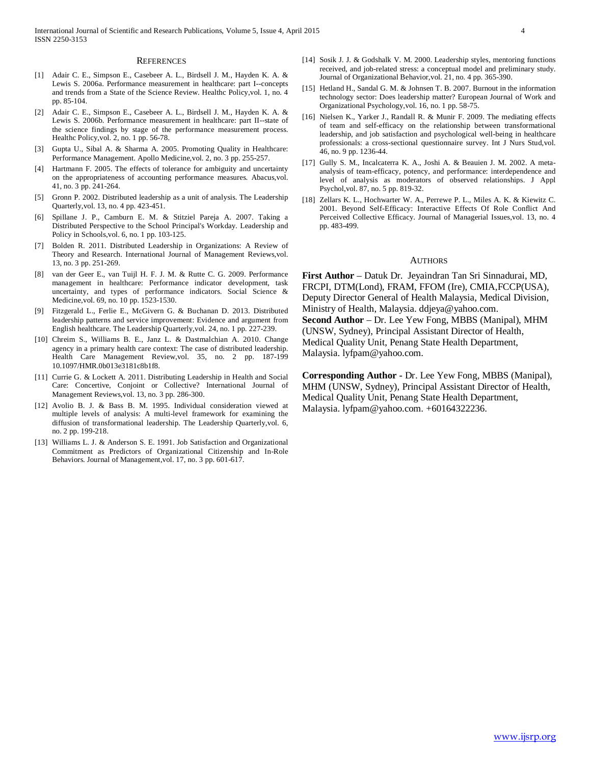## REFERENCES

[1] Adair C. E., Simpson E., Casebeer A. L., Birdsell J. M., Hayden K. A. & Lewis S. 2006a. Performance measurement in healthcare: part I--concepts and trends from a State of the Science Review. Healthc Policy,vol. 1, no. 4 pp. 85-104.

[2] Adair C. E., Simpson E., Casebeer A. L., Birdsell J. M., Hayden K. A. & Lewis S. 2006b. Performance measurement in healthcare: part II--state of the science findings by stage of the performance measurement process. Healthc Policy,vol. 2, no. 1 pp. 56-78.

[3] Gupta U., Sibal A. & Sharma A. 2005. Promoting Quality in Healthcare: Performance Management. Apollo Medicine,vol. 2, no. 3 pp. 255-257.

[4] Hartmann F. 2005. The effects of tolerance for ambiguity and uncertainty on the appropriateness of accounting performance measures. Abacus,vol. 41, no. 3 pp. 241-264.

[5] Gronn P. 2002. Distributed leadership as a unit of analysis. The Leadership Quarterly,vol. 13, no. 4 pp. 423-451.

[6] Spillane J. P., Camburn E. M. & Stitziel Pareja A. 2007. Taking a Distributed Perspective to the School Principal's Workday. Leadership and Policy in Schools,vol. 6, no. 1 pp. 103-125.

[7] Bolden R. 2011. Distributed Leadership in Organizations: A Review of Theory and Research. International Journal of Management Reviews,vol. 13, no. 3 pp. 251-269.

[8] van der Geer E., van Tuijl H. F. J. M. & Rutte C. G. 2009. Performance management in healthcare: Performance indicator development, task uncertainty, and types of performance indicators. Social Science & Medicine,vol. 69, no. 10 pp. 1523-1530.

[9] Fitzgerald L., Ferlie E., McGivern G. & Buchanan D. 2013. Distributed leadership patterns and service improvement: Evidence and argument from English healthcare. The Leadership Quarterly,vol. 24, no. 1 pp. 227-239.

[10] Chreim S., Williams B. E., Janz L. & Dastmalchian A. 2010. Change agency in a primary health care context: The case of distributed leadership. Health Care Management Review,vol. 35, no. 2 pp. 187-199 10.1097/HMR.0b013e3181c8b1f8.

[11] Currie G. & Lockett A. 2011. Distributing Leadership in Health and Social Care: Concertive, Conjoint or Collective? International Journal of Management Reviews,vol. 13, no. 3 pp. 286-300.

[12] Avolio B. J. & Bass B. M. 1995. Individual consideration viewed at multiple levels of analysis: A multi-level framework for examining the diffusion of transformational leadership. The Leadership Quarterly,vol. 6, no. 2 pp. 199-218.

[13] Williams L. J. & Anderson S. E. 1991. Job Satisfaction and Organizational Commitment as Predictors of Organizational Citizenship and In-Role Behaviors. Journal of Management,vol. 17, no. 3 pp. 601-617.

[14] Sosik J. J. & Godshalk V. M. 2000. Leadership styles, mentoring functions received, and job-related stress: a conceptual model and preliminary study. Journal of Organizational Behavior,vol. 21, no. 4 pp. 365-390.

[15] Hetland H., Sandal G. M. & Johnsen T. B. 2007. Burnout in the information technology sector: Does leadership matter? European Journal of Work and Organizational Psychology,vol. 16, no. 1 pp. 58-75.

[16] Nielsen K., Yarker J., Randall R. & Munir F. 2009. The mediating effects of team and self-efficacy on the relationship between transformational leadership, and job satisfaction and psychological well-being in healthcare professionals: a cross-sectional questionnaire survey. Int J Nurs Stud,vol. 46, no. 9 pp. 1236-44.

[17] Gully S. M., Incalcaterra K. A., Joshi A. & Beauien J. M. 2002. A meta-analysis of team-efficacy, potency, and performance: interdependence and level of analysis as moderators of observed relationships. J Appl Psychol,vol. 87, no. 5 pp. 819-32.

[18] Zellars K. L., Hochwarter W. A., Perrewe P. L., Miles A. K. & Kiewitz C. 2001. Beyond Self-Efficacy: Interactive Effects Of Role Conflict And Perceived Collective Efficacy. Journal of Managerial Issues,vol. 13, no. 4 pp. 483-499.

## AUTHORS

**First Author** – Datuk Dr. Jeyaindran Tan Sri Sinnadurai, MD, FRCPI, DTM(Lond), FRAM, FFOM (Ire), CMIA,FCCP(USA), Deputy Director General of Health Malaysia, Medical Division, Ministry of Health, Malaysia. ddjeya@yahoo.com.

**Second Author** – Dr. Lee Yew Fong, MBBS (Manipal), MHM (UNSW, Sydney), Principal Assistant Director of Health, Medical Quality Unit, Penang State Health Department, Malaysia. lyfpam@yahoo.com.

**Corresponding Author** - Dr. Lee Yew Fong, MBBS (Manipal), MHM (UNSW, Sydney), Principal Assistant Director of Health, Medical Quality Unit, Penang State Health Department, Malaysia. lyfpam@yahoo.com. +60164322236.